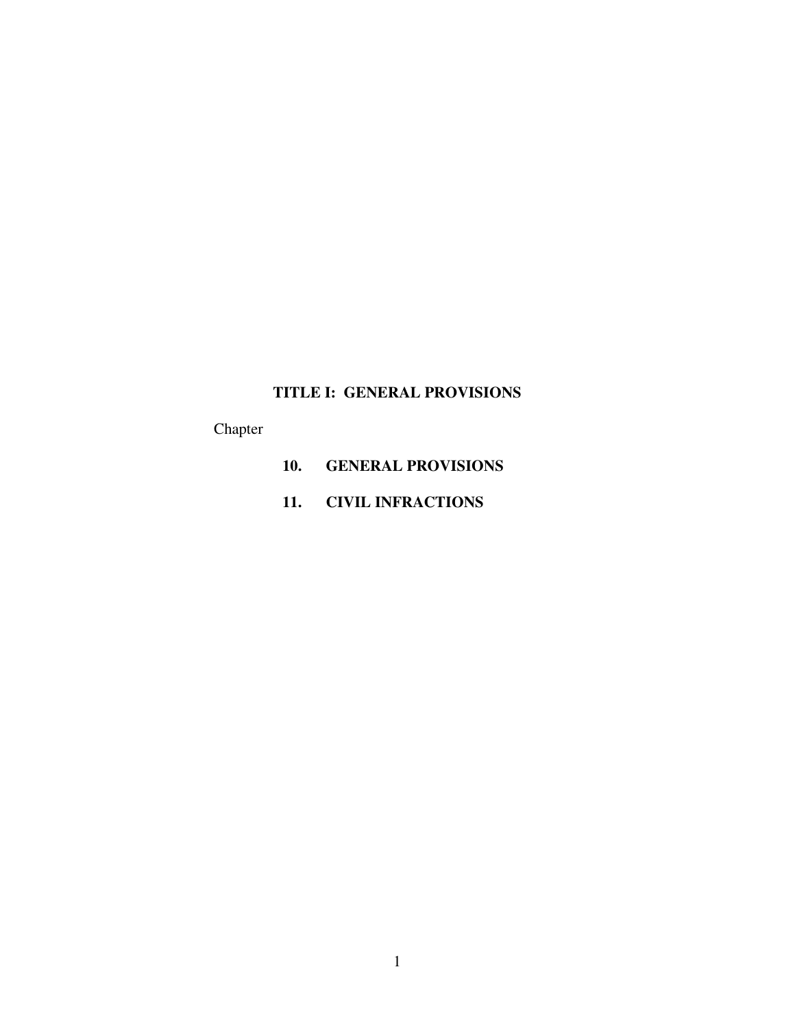# TITLE I: GENERAL PROVISIONS

Chapter

**10. GENERAL PROVISIONS**

**11. CIVIL INFRACTIONS**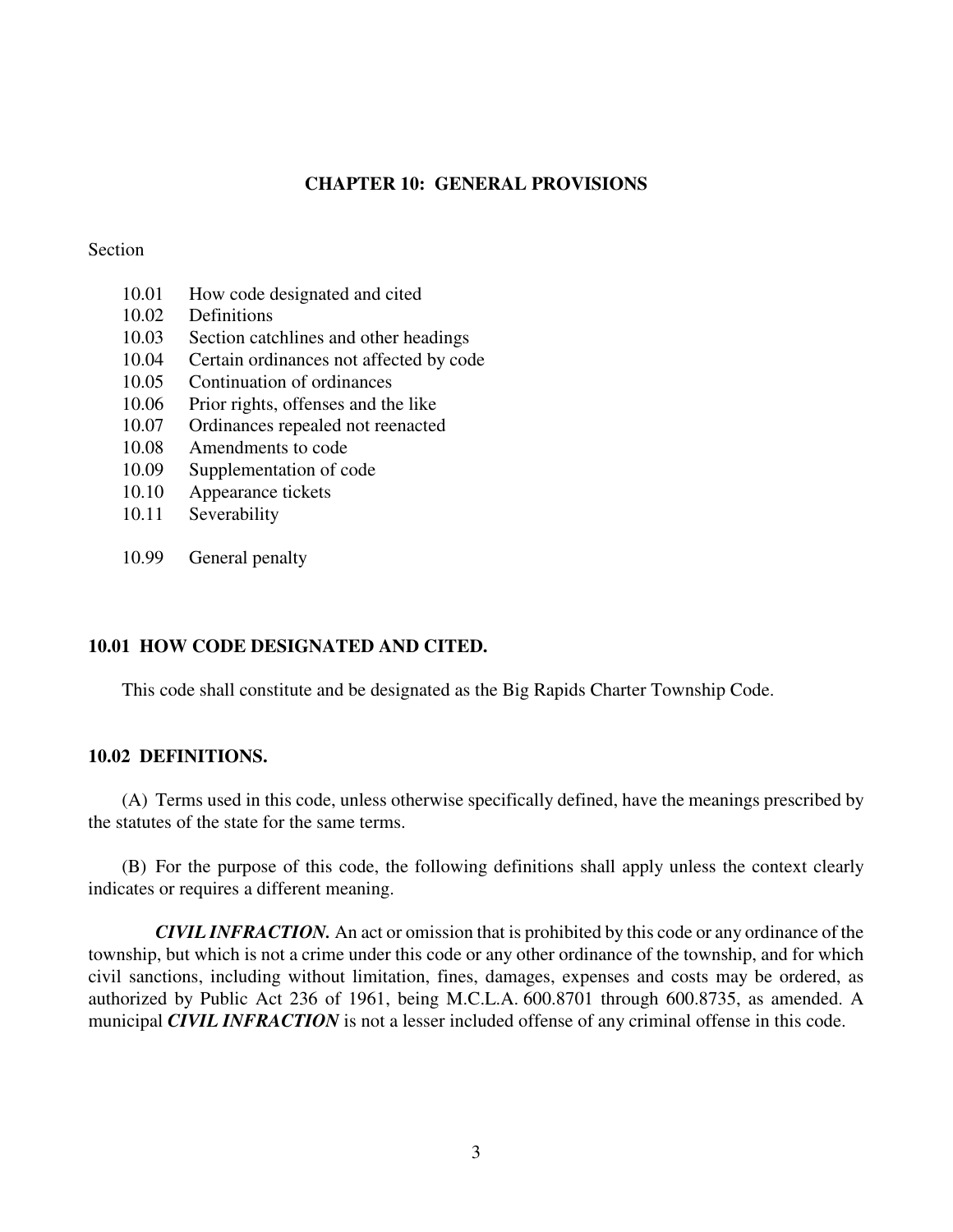# CHAPTER 10: GENERAL PROVISIONS

Section

| | |
|---|---|
| 10.01 | How code designated and cited |
| 10.02 | Definitions |
| 10.03 | Section catchlines and other headings |
| 10.04 | Certain ordinances not affected by code |
| 10.05 | Continuation of ordinances |
| 10.06 | Prior rights, offenses and the like |
| 10.07 | Ordinances repealed not reenacted |
| 10.08 | Amendments to code |
| 10.09 | Supplementation of code |
| 10.10 | Appearance tickets |
| 10.11 | Severability |
| | |
| 10.99 | General penalty |

## 10.01 HOW CODE DESIGNATED AND CITED.

This code shall constitute and be designated as the Big Rapids Charter Township Code.

## 10.02 DEFINITIONS.

(A) Terms used in this code, unless otherwise specifically defined, have the meanings prescribed by the statutes of the state for the same terms.

(B) For the purpose of this code, the following definitions shall apply unless the context clearly indicates or requires a different meaning.

***CIVIL INFRACTION.*** An act or omission that is prohibited by this code or any ordinance of the township, but which is not a crime under this code or any other ordinance of the township, and for which civil sanctions, including without limitation, fines, damages, expenses and costs may be ordered, as authorized by Public Act 236 of 1961, being M.C.L.A. 600.8701 through 600.8735, as amended. A municipal ***CIVIL INFRACTION*** is not a lesser included offense of any criminal offense in this code.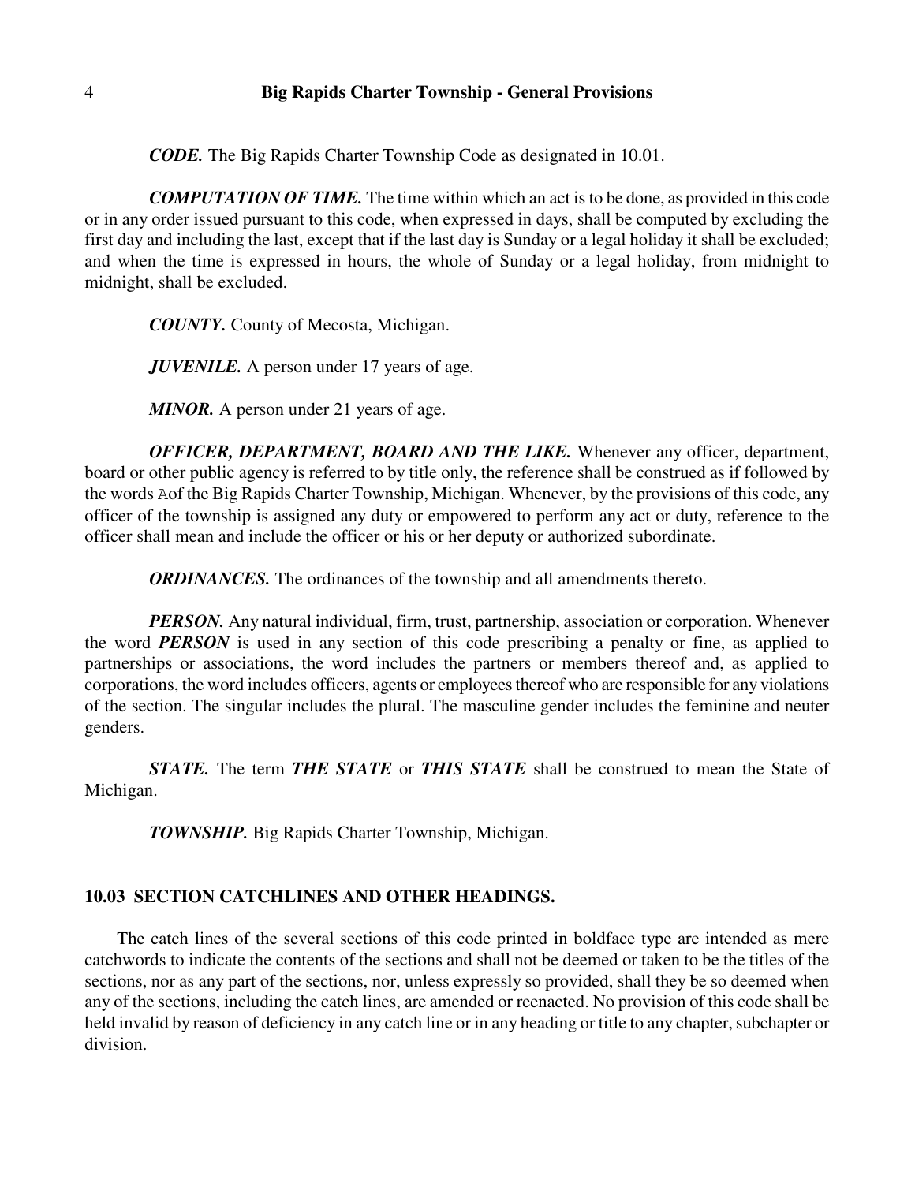***CODE.*** The Big Rapids Charter Township Code as designated in 10.01.

***COMPUTATION OF TIME.*** The time within which an act is to be done, as provided in this code or in any order issued pursuant to this code, when expressed in days, shall be computed by excluding the first day and including the last, except that if the last day is Sunday or a legal holiday it shall be excluded; and when the time is expressed in hours, the whole of Sunday or a legal holiday, from midnight to midnight, shall be excluded.

***COUNTY.*** County of Mecosta, Michigan.

***JUVENILE.*** A person under 17 years of age.

***MINOR.*** A person under 21 years of age.

***OFFICER, DEPARTMENT, BOARD AND THE LIKE.*** Whenever any officer, department, board or other public agency is referred to by title only, the reference shall be construed as if followed by the words Aof the Big Rapids Charter Township, Michigan. Whenever, by the provisions of this code, any officer of the township is assigned any duty or empowered to perform any act or duty, reference to the officer shall mean and include the officer or his or her deputy or authorized subordinate.

***ORDINANCES.*** The ordinances of the township and all amendments thereto.

***PERSON.*** Any natural individual, firm, trust, partnership, association or corporation. Whenever the word ***PERSON*** is used in any section of this code prescribing a penalty or fine, as applied to partnerships or associations, the word includes the partners or members thereof and, as applied to corporations, the word includes officers, agents or employees thereof who are responsible for any violations of the section. The singular includes the plural. The masculine gender includes the feminine and neuter genders.

***STATE.*** The term ***THE STATE*** or ***THIS STATE*** shall be construed to mean the State of Michigan.

***TOWNSHIP.*** Big Rapids Charter Township, Michigan.

## 10.03 SECTION CATCHLINES AND OTHER HEADINGS.

The catch lines of the several sections of this code printed in boldface type are intended as mere catchwords to indicate the contents of the sections and shall not be deemed or taken to be the titles of the sections, nor as any part of the sections, nor, unless expressly so provided, shall they be so deemed when any of the sections, including the catch lines, are amended or reenacted. No provision of this code shall be held invalid by reason of deficiency in any catch line or in any heading or title to any chapter, subchapter or division.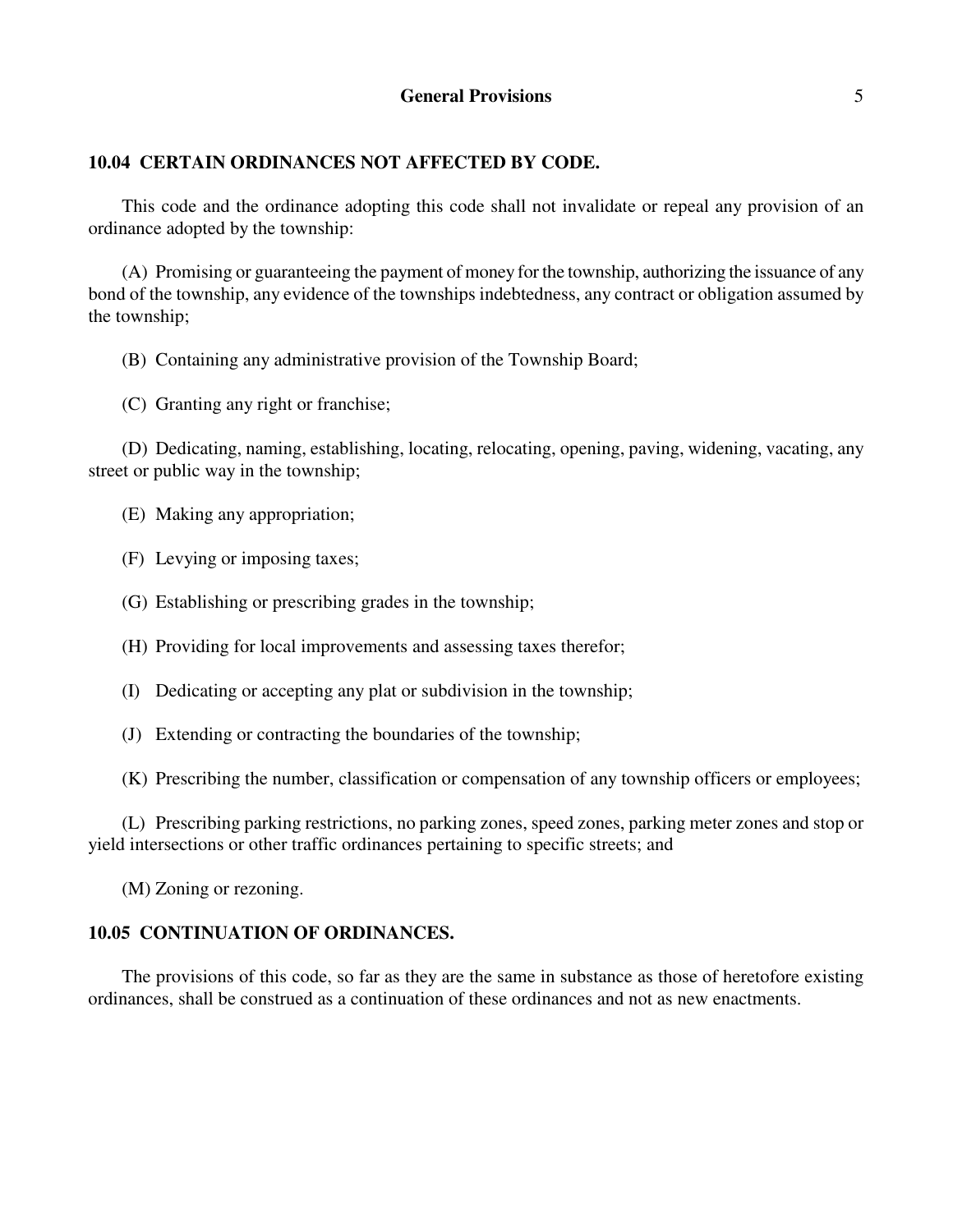## 10.04 CERTAIN ORDINANCES NOT AFFECTED BY CODE.

This code and the ordinance adopting this code shall not invalidate or repeal any provision of an ordinance adopted by the township:

(A) Promising or guaranteeing the payment of money for the township, authorizing the issuance of any bond of the township, any evidence of the townships indebtedness, any contract or obligation assumed by the township;

(B) Containing any administrative provision of the Township Board;

(C) Granting any right or franchise;

(D) Dedicating, naming, establishing, locating, relocating, opening, paving, widening, vacating, any street or public way in the township;

(E) Making any appropriation;

(F) Levying or imposing taxes;

(G) Establishing or prescribing grades in the township;

(H) Providing for local improvements and assessing taxes therefor;

(I) Dedicating or accepting any plat or subdivision in the township;

(J) Extending or contracting the boundaries of the township;

(K) Prescribing the number, classification or compensation of any township officers or employees;

(L) Prescribing parking restrictions, no parking zones, speed zones, parking meter zones and stop or yield intersections or other traffic ordinances pertaining to specific streets; and

(M) Zoning or rezoning.

## 10.05 CONTINUATION OF ORDINANCES.

The provisions of this code, so far as they are the same in substance as those of heretofore existing ordinances, shall be construed as a continuation of these ordinances and not as new enactments.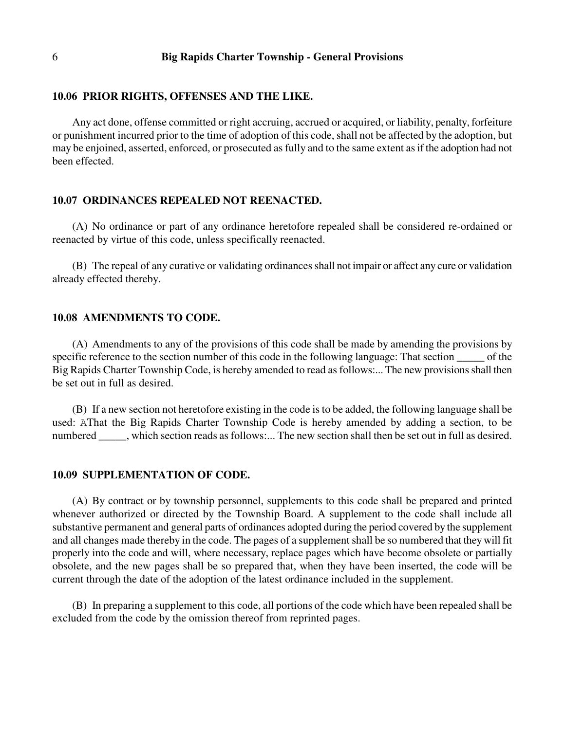### 10.06 PRIOR RIGHTS, OFFENSES AND THE LIKE.

Any act done, offense committed or right accruing, accrued or acquired, or liability, penalty, forfeiture or punishment incurred prior to the time of adoption of this code, shall not be affected by the adoption, but may be enjoined, asserted, enforced, or prosecuted as fully and to the same extent as if the adoption had not been effected.

### 10.07 ORDINANCES REPEALED NOT REENACTED.

(A) No ordinance or part of any ordinance heretofore repealed shall be considered re-ordained or reenacted by virtue of this code, unless specifically reenacted.

(B) The repeal of any curative or validating ordinances shall not impair or affect any cure or validation already effected thereby.

### 10.08 AMENDMENTS TO CODE.

(A) Amendments to any of the provisions of this code shall be made by amending the provisions by specific reference to the section number of this code in the following language: That section _____ of the Big Rapids Charter Township Code, is hereby amended to read as follows:... The new provisions shall then be set out in full as desired.

(B) If a new section not heretofore existing in the code is to be added, the following language shall be used: AThat the Big Rapids Charter Township Code is hereby amended by adding a section, to be numbered _____, which section reads as follows:... The new section shall then be set out in full as desired.

### 10.09 SUPPLEMENTATION OF CODE.

(A) By contract or by township personnel, supplements to this code shall be prepared and printed whenever authorized or directed by the Township Board. A supplement to the code shall include all substantive permanent and general parts of ordinances adopted during the period covered by the supplement and all changes made thereby in the code. The pages of a supplement shall be so numbered that they will fit properly into the code and will, where necessary, replace pages which have become obsolete or partially obsolete, and the new pages shall be so prepared that, when they have been inserted, the code will be current through the date of the adoption of the latest ordinance included in the supplement.

(B) In preparing a supplement to this code, all portions of the code which have been repealed shall be excluded from the code by the omission thereof from reprinted pages.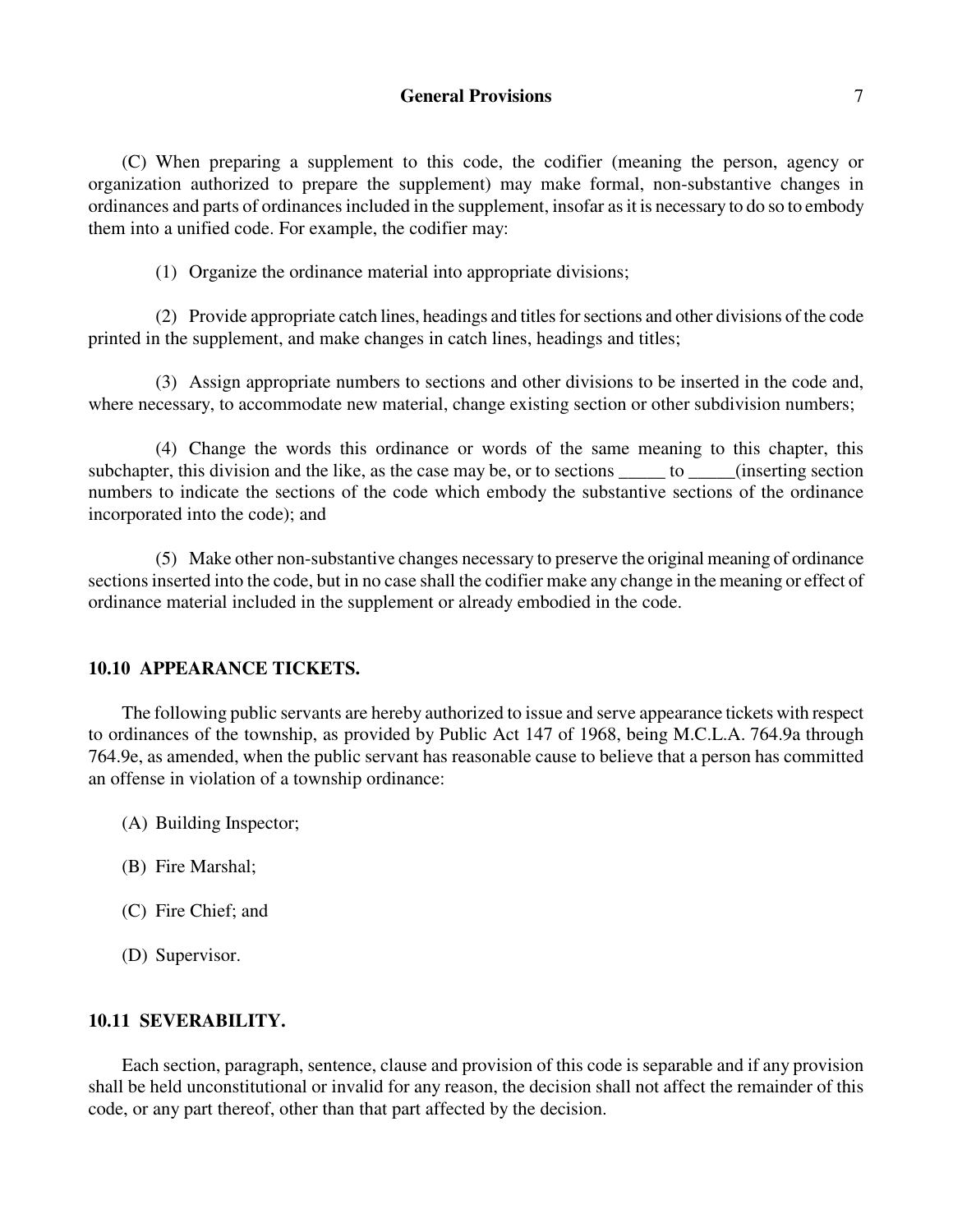(C) When preparing a supplement to this code, the codifier (meaning the person, agency or organization authorized to prepare the supplement) may make formal, non-substantive changes in ordinances and parts of ordinances included in the supplement, insofar as it is necessary to do so to embody them into a unified code. For example, the codifier may:

(1) Organize the ordinance material into appropriate divisions;

(2) Provide appropriate catch lines, headings and titles for sections and other divisions of the code printed in the supplement, and make changes in catch lines, headings and titles;

(3) Assign appropriate numbers to sections and other divisions to be inserted in the code and, where necessary, to accommodate new material, change existing section or other subdivision numbers;

(4) Change the words this ordinance or words of the same meaning to this chapter, this subchapter, this division and the like, as the case may be, or to sections _____ to _____(inserting section numbers to indicate the sections of the code which embody the substantive sections of the ordinance incorporated into the code); and

(5) Make other non-substantive changes necessary to preserve the original meaning of ordinance sections inserted into the code, but in no case shall the codifier make any change in the meaning or effect of ordinance material included in the supplement or already embodied in the code.

## 10.10 APPEARANCE TICKETS.

The following public servants are hereby authorized to issue and serve appearance tickets with respect to ordinances of the township, as provided by Public Act 147 of 1968, being M.C.L.A. 764.9a through 764.9e, as amended, when the public servant has reasonable cause to believe that a person has committed an offense in violation of a township ordinance:

(A) Building Inspector;

(B) Fire Marshal;

(C) Fire Chief; and

(D) Supervisor.

## 10.11 SEVERABILITY.

Each section, paragraph, sentence, clause and provision of this code is separable and if any provision shall be held unconstitutional or invalid for any reason, the decision shall not affect the remainder of this code, or any part thereof, other than that part affected by the decision.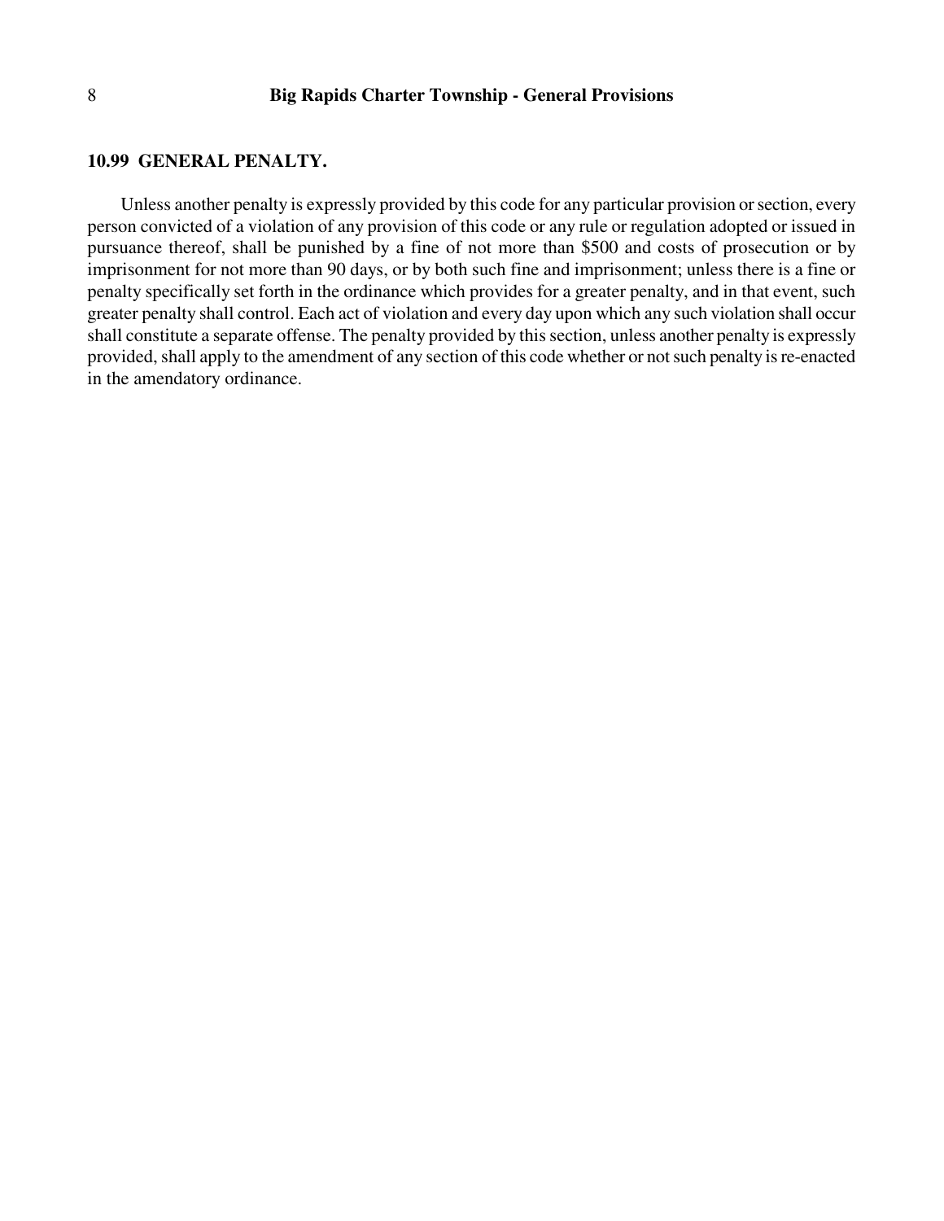## 10.99 GENERAL PENALTY.

Unless another penalty is expressly provided by this code for any particular provision or section, every person convicted of a violation of any provision of this code or any rule or regulation adopted or issued in pursuance thereof, shall be punished by a fine of not more than $500 and costs of prosecution or by imprisonment for not more than 90 days, or by both such fine and imprisonment; unless there is a fine or penalty specifically set forth in the ordinance which provides for a greater penalty, and in that event, such greater penalty shall control. Each act of violation and every day upon which any such violation shall occur shall constitute a separate offense. The penalty provided by this section, unless another penalty is expressly provided, shall apply to the amendment of any section of this code whether or not such penalty is re-enacted in the amendatory ordinance.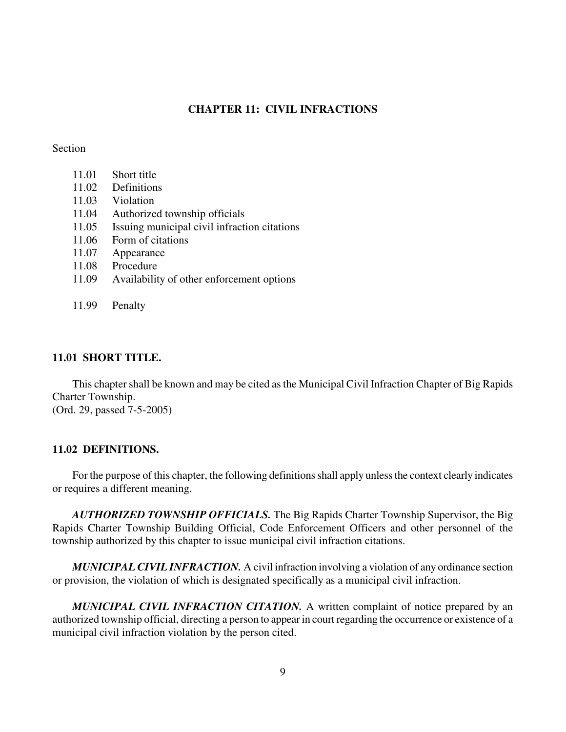# CHAPTER 11: CIVIL INFRACTIONS

Section

11.01 Short title
11.02 Definitions
11.03 Violation
11.04 Authorized township officials
11.05 Issuing municipal civil infraction citations
11.06 Form of citations
11.07 Appearance
11.08 Procedure
11.09 Availability of other enforcement options

11.99 Penalty

## 11.01 SHORT TITLE.

This chapter shall be known and may be cited as the Municipal Civil Infraction Chapter of Big Rapids Charter Township.
(Ord. 29, passed 7-5-2005)

## 11.02 DEFINITIONS.

For the purpose of this chapter, the following definitions shall apply unless the context clearly indicates or requires a different meaning.

***AUTHORIZED TOWNSHIP OFFICIALS.*** The Big Rapids Charter Township Supervisor, the Big Rapids Charter Township Building Official, Code Enforcement Officers and other personnel of the township authorized by this chapter to issue municipal civil infraction citations.

***MUNICIPAL CIVIL INFRACTION.*** A civil infraction involving a violation of any ordinance section or provision, the violation of which is designated specifically as a municipal civil infraction.

***MUNICIPAL CIVIL INFRACTION CITATION.*** A written complaint of notice prepared by an authorized township official, directing a person to appear in court regarding the occurrence or existence of a municipal civil infraction violation by the person cited.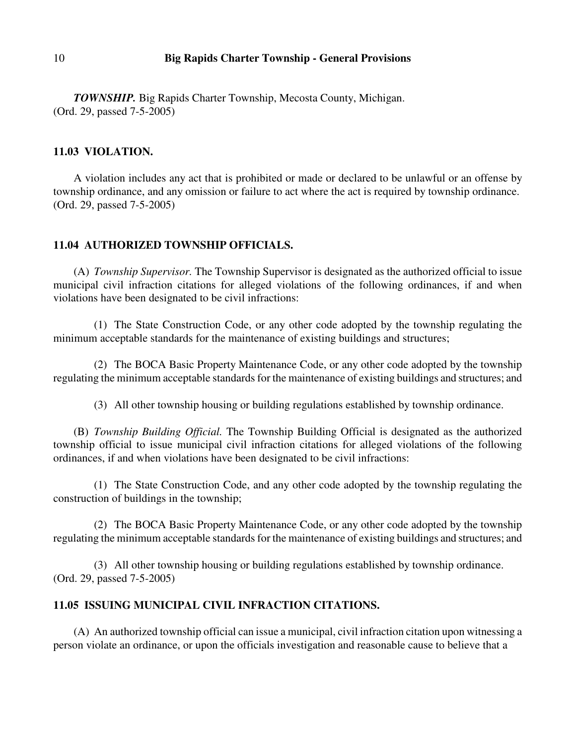***TOWNSHIP.*** Big Rapids Charter Township, Mecosta County, Michigan.
(Ord. 29, passed 7-5-2005)

### 11.03 VIOLATION.

A violation includes any act that is prohibited or made or declared to be unlawful or an offense by township ordinance, and any omission or failure to act where the act is required by township ordinance.
(Ord. 29, passed 7-5-2005)

### 11.04 AUTHORIZED TOWNSHIP OFFICIALS.

(A) *Township Supervisor.* The Township Supervisor is designated as the authorized official to issue municipal civil infraction citations for alleged violations of the following ordinances, if and when violations have been designated to be civil infractions:

(1) The State Construction Code, or any other code adopted by the township regulating the minimum acceptable standards for the maintenance of existing buildings and structures;

(2) The BOCA Basic Property Maintenance Code, or any other code adopted by the township regulating the minimum acceptable standards for the maintenance of existing buildings and structures; and

(3) All other township housing or building regulations established by township ordinance.

(B) *Township Building Official.* The Township Building Official is designated as the authorized township official to issue municipal civil infraction citations for alleged violations of the following ordinances, if and when violations have been designated to be civil infractions:

(1) The State Construction Code, and any other code adopted by the township regulating the construction of buildings in the township;

(2) The BOCA Basic Property Maintenance Code, or any other code adopted by the township regulating the minimum acceptable standards for the maintenance of existing buildings and structures; and

(3) All other township housing or building regulations established by township ordinance.
(Ord. 29, passed 7-5-2005)

### 11.05 ISSUING MUNICIPAL CIVIL INFRACTION CITATIONS.

(A) An authorized township official can issue a municipal, civil infraction citation upon witnessing a person violate an ordinance, or upon the officials investigation and reasonable cause to believe that a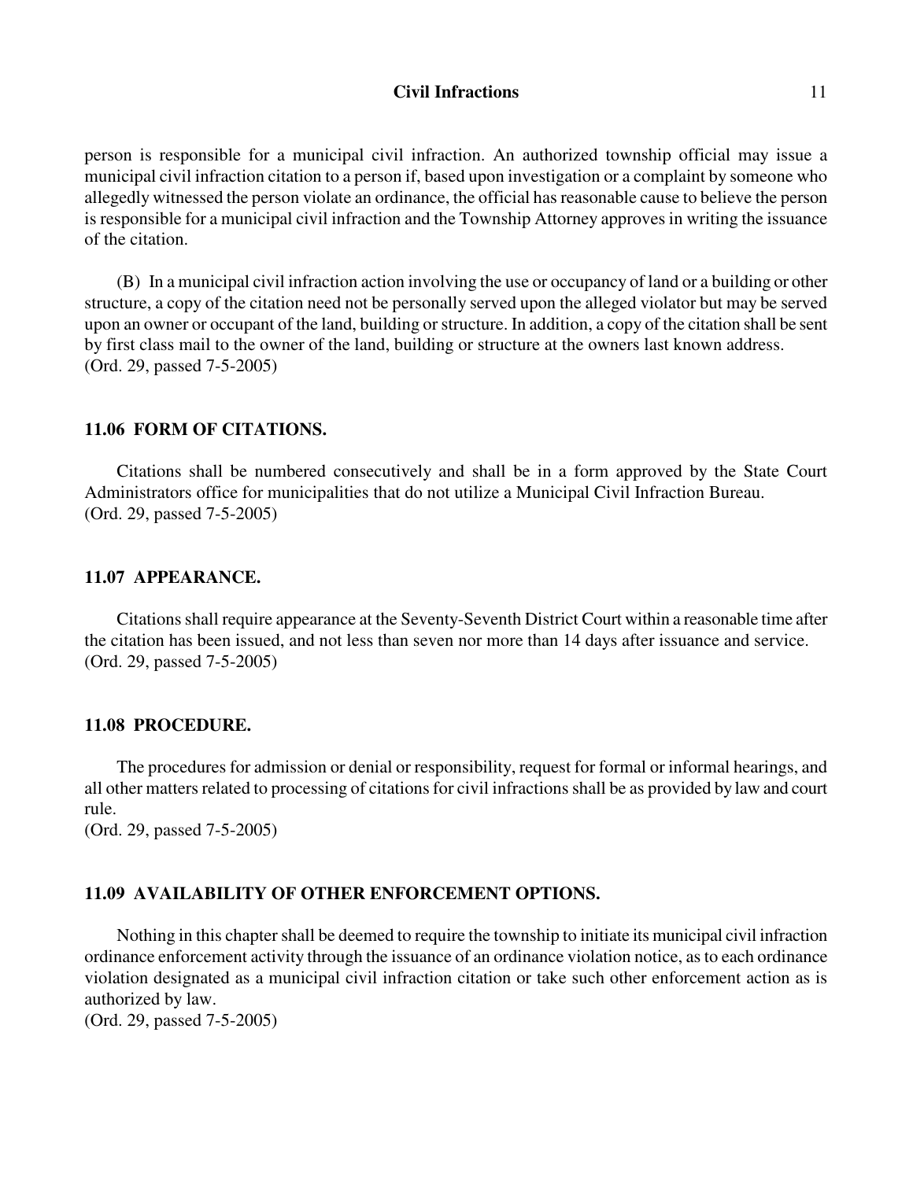person is responsible for a municipal civil infraction. An authorized township official may issue a municipal civil infraction citation to a person if, based upon investigation or a complaint by someone who allegedly witnessed the person violate an ordinance, the official has reasonable cause to believe the person is responsible for a municipal civil infraction and the Township Attorney approves in writing the issuance of the citation.

(B) In a municipal civil infraction action involving the use or occupancy of land or a building or other structure, a copy of the citation need not be personally served upon the alleged violator but may be served upon an owner or occupant of the land, building or structure. In addition, a copy of the citation shall be sent by first class mail to the owner of the land, building or structure at the owners last known address.
(Ord. 29, passed 7-5-2005)

### 11.06 FORM OF CITATIONS.

Citations shall be numbered consecutively and shall be in a form approved by the State Court Administrators office for municipalities that do not utilize a Municipal Civil Infraction Bureau.
(Ord. 29, passed 7-5-2005)

### 11.07 APPEARANCE.

Citations shall require appearance at the Seventy-Seventh District Court within a reasonable time after the citation has been issued, and not less than seven nor more than 14 days after issuance and service.
(Ord. 29, passed 7-5-2005)

### 11.08 PROCEDURE.

The procedures for admission or denial or responsibility, request for formal or informal hearings, and all other matters related to processing of citations for civil infractions shall be as provided by law and court rule.
(Ord. 29, passed 7-5-2005)

### 11.09 AVAILABILITY OF OTHER ENFORCEMENT OPTIONS.

Nothing in this chapter shall be deemed to require the township to initiate its municipal civil infraction ordinance enforcement activity through the issuance of an ordinance violation notice, as to each ordinance violation designated as a municipal civil infraction citation or take such other enforcement action as is authorized by law.
(Ord. 29, passed 7-5-2005)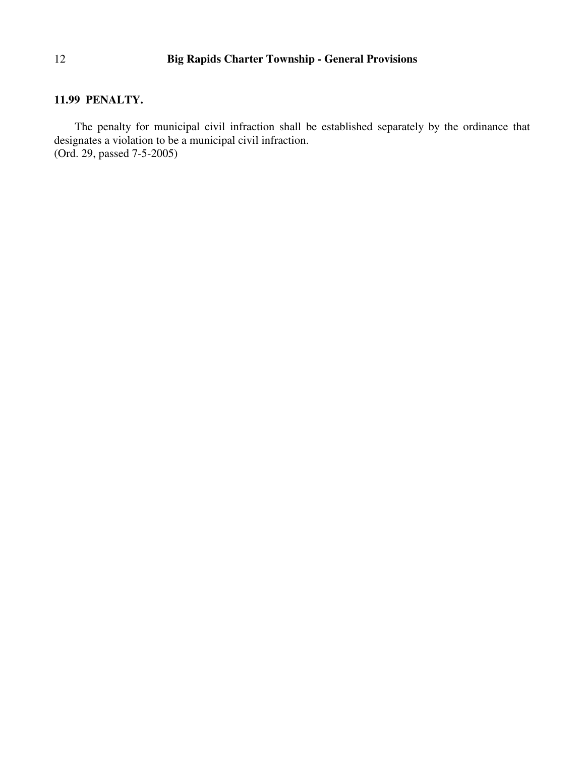## 11.99 PENALTY.

The penalty for municipal civil infraction shall be established separately by the ordinance that designates a violation to be a municipal civil infraction.
(Ord. 29, passed 7-5-2005)